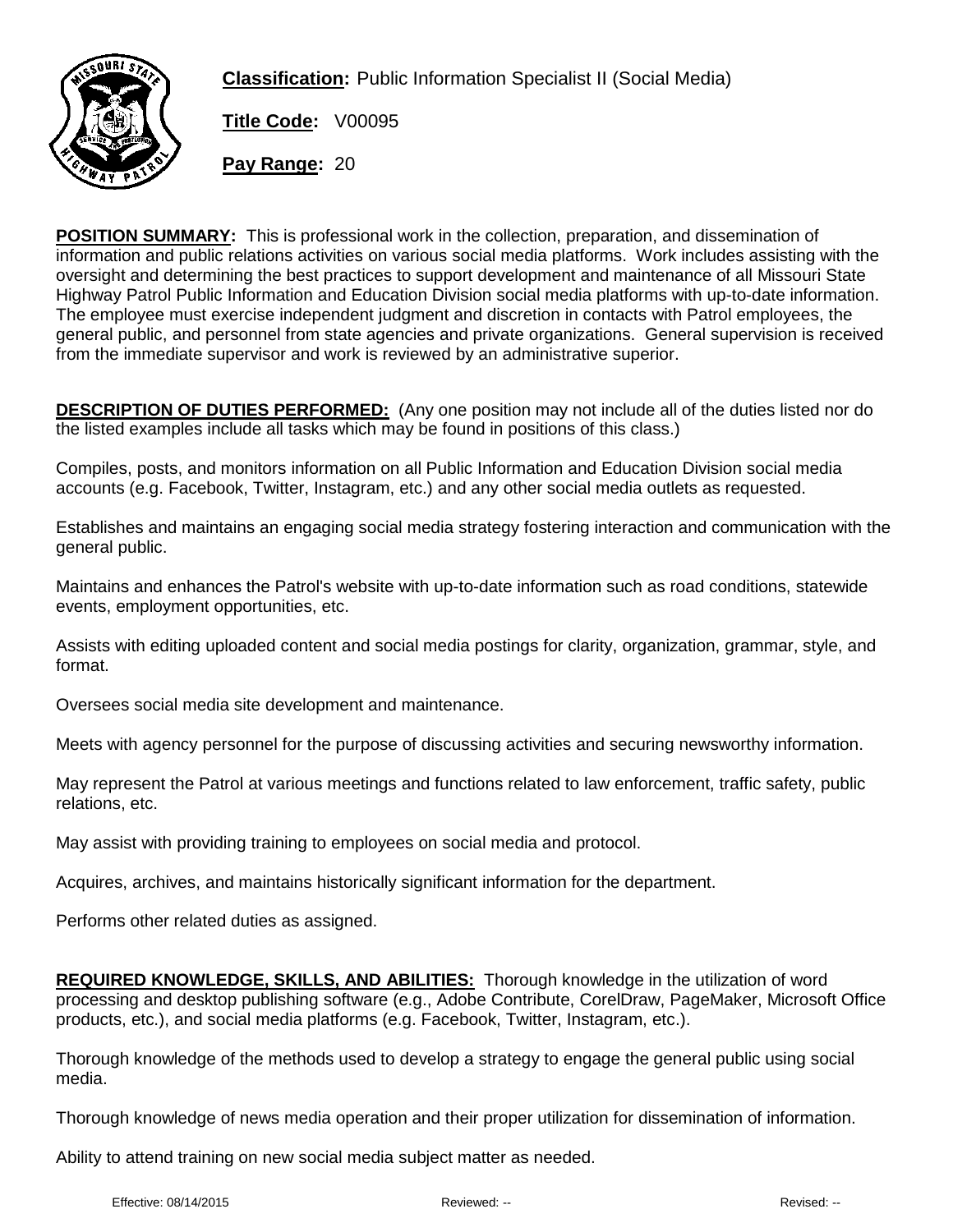**Classification:** Public Information Specialist II (Social Media)

**Title Code:** V00095

**Pay Range:** 20

**POSITION SUMMARY:** This is professional work in the collection, preparation, and dissemination of information and public relations activities on various social media platforms. Work includes assisting with the oversight and determining the best practices to support development and maintenance of all Missouri State Highway Patrol Public Information and Education Division social media platforms with up-to-date information. The employee must exercise independent judgment and discretion in contacts with Patrol employees, the general public, and personnel from state agencies and private organizations. General supervision is received from the immediate supervisor and work is reviewed by an administrative superior.

**DESCRIPTION OF DUTIES PERFORMED:** (Any one position may not include all of the duties listed nor do the listed examples include all tasks which may be found in positions of this class.)

Compiles, posts, and monitors information on all Public Information and Education Division social media accounts (e.g. Facebook, Twitter, Instagram, etc.) and any other social media outlets as requested.

Establishes and maintains an engaging social media strategy fostering interaction and communication with the general public.

Maintains and enhances the Patrol's website with up-to-date information such as road conditions, statewide events, employment opportunities, etc.

Assists with editing uploaded content and social media postings for clarity, organization, grammar, style, and format.

Oversees social media site development and maintenance.

Meets with agency personnel for the purpose of discussing activities and securing newsworthy information.

May represent the Patrol at various meetings and functions related to law enforcement, traffic safety, public relations, etc.

May assist with providing training to employees on social media and protocol.

Acquires, archives, and maintains historically significant information for the department.

Performs other related duties as assigned.

**REQUIRED KNOWLEDGE, SKILLS, AND ABILITIES:** Thorough knowledge in the utilization of word processing and desktop publishing software (e.g., Adobe Contribute, CorelDraw, PageMaker, Microsoft Office products, etc.), and social media platforms (e.g. Facebook, Twitter, Instagram, etc.).

Thorough knowledge of the methods used to develop a strategy to engage the general public using social media.

Thorough knowledge of news media operation and their proper utilization for dissemination of information.

Ability to attend training on new social media subject matter as needed.

Effective: 08/14/2015 Reviewed: -- Revised: --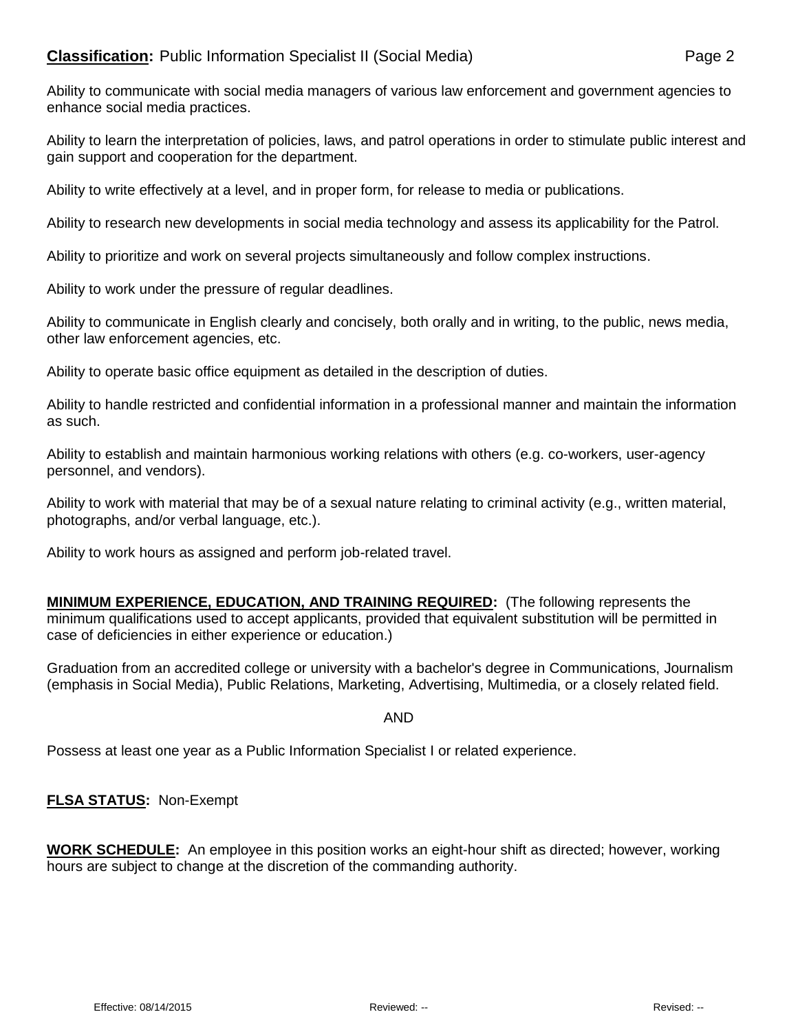Ability to communicate with social media managers of various law enforcement and government agencies to enhance social media practices.

Ability to learn the interpretation of policies, laws, and patrol operations in order to stimulate public interest and gain support and cooperation for the department.

Ability to write effectively at a level, and in proper form, for release to media or publications.

Ability to research new developments in social media technology and assess its applicability for the Patrol.

Ability to prioritize and work on several projects simultaneously and follow complex instructions.

Ability to work under the pressure of regular deadlines.

Ability to communicate in English clearly and concisely, both orally and in writing, to the public, news media, other law enforcement agencies, etc.

Ability to operate basic office equipment as detailed in the description of duties.

Ability to handle restricted and confidential information in a professional manner and maintain the information as such.

Ability to establish and maintain harmonious working relations with others (e.g. co-workers, user-agency personnel, and vendors).

Ability to work with material that may be of a sexual nature relating to criminal activity (e.g., written material, photographs, and/or verbal language, etc.).

Ability to work hours as assigned and perform job-related travel.

**MINIMUM EXPERIENCE, EDUCATION, AND TRAINING REQUIRED:** (The following represents the minimum qualifications used to accept applicants, provided that equivalent substitution will be permitted in case of deficiencies in either experience or education.)

Graduation from an accredited college or university with a bachelor's degree in Communications, Journalism (emphasis in Social Media), Public Relations, Marketing, Advertising, Multimedia, or a closely related field.

AND

Possess at least one year as a Public Information Specialist I or related experience.

**FLSA STATUS:** Non-Exempt

**WORK SCHEDULE:** An employee in this position works an eight-hour shift as directed; however, working hours are subject to change at the discretion of the commanding authority.

Effective: 08/14/2015 Reviewed: -- Revised: --